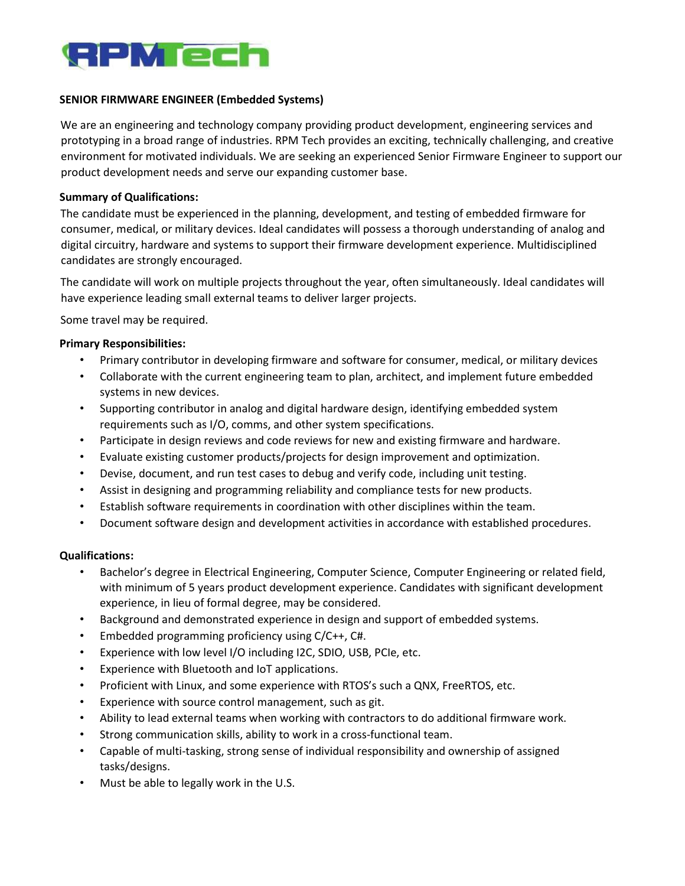RPMTech

## SENIOR FIRMWARE ENGINEER (Embedded Systems)

We are an engineering and technology company providing product development, engineering services and prototyping in a broad range of industries. RPM Tech provides an exciting, technically challenging, and creative environment for motivated individuals. We are seeking an experienced Senior Firmware Engineer to support our product development needs and serve our expanding customer base.

**Summary of Qualifications:**

The candidate must be experienced in the planning, development, and testing of embedded firmware for consumer, medical, or military devices. Ideal candidates will possess a thorough understanding of analog and digital circuitry, hardware and systems to support their firmware development experience. Multidisciplined candidates are strongly encouraged.

The candidate will work on multiple projects throughout the year, often simultaneously. Ideal candidates will have experience leading small external teams to deliver larger projects.

Some travel may be required.

**Primary Responsibilities:**

- Primary contributor in developing firmware and software for consumer, medical, or military devices
- Collaborate with the current engineering team to plan, architect, and implement future embedded systems in new devices.
- Supporting contributor in analog and digital hardware design, identifying embedded system requirements such as I/O, comms, and other system specifications.
- Participate in design reviews and code reviews for new and existing firmware and hardware.
- Evaluate existing customer products/projects for design improvement and optimization.
- Devise, document, and run test cases to debug and verify code, including unit testing.
- Assist in designing and programming reliability and compliance tests for new products.
- Establish software requirements in coordination with other disciplines within the team.
- Document software design and development activities in accordance with established procedures.

**Qualifications:**

- Bachelor's degree in Electrical Engineering, Computer Science, Computer Engineering or related field, with minimum of 5 years product development experience. Candidates with significant development experience, in lieu of formal degree, may be considered.
- Background and demonstrated experience in design and support of embedded systems.
- Embedded programming proficiency using C/C++, C#.
- Experience with low level I/O including I2C, SDIO, USB, PCIe, etc.
- Experience with Bluetooth and IoT applications.
- Proficient with Linux, and some experience with RTOS's such a QNX, FreeRTOS, etc.
- Experience with source control management, such as git.
- Ability to lead external teams when working with contractors to do additional firmware work.
- Strong communication skills, ability to work in a cross-functional team.
- Capable of multi-tasking, strong sense of individual responsibility and ownership of assigned tasks/designs.
- Must be able to legally work in the U.S.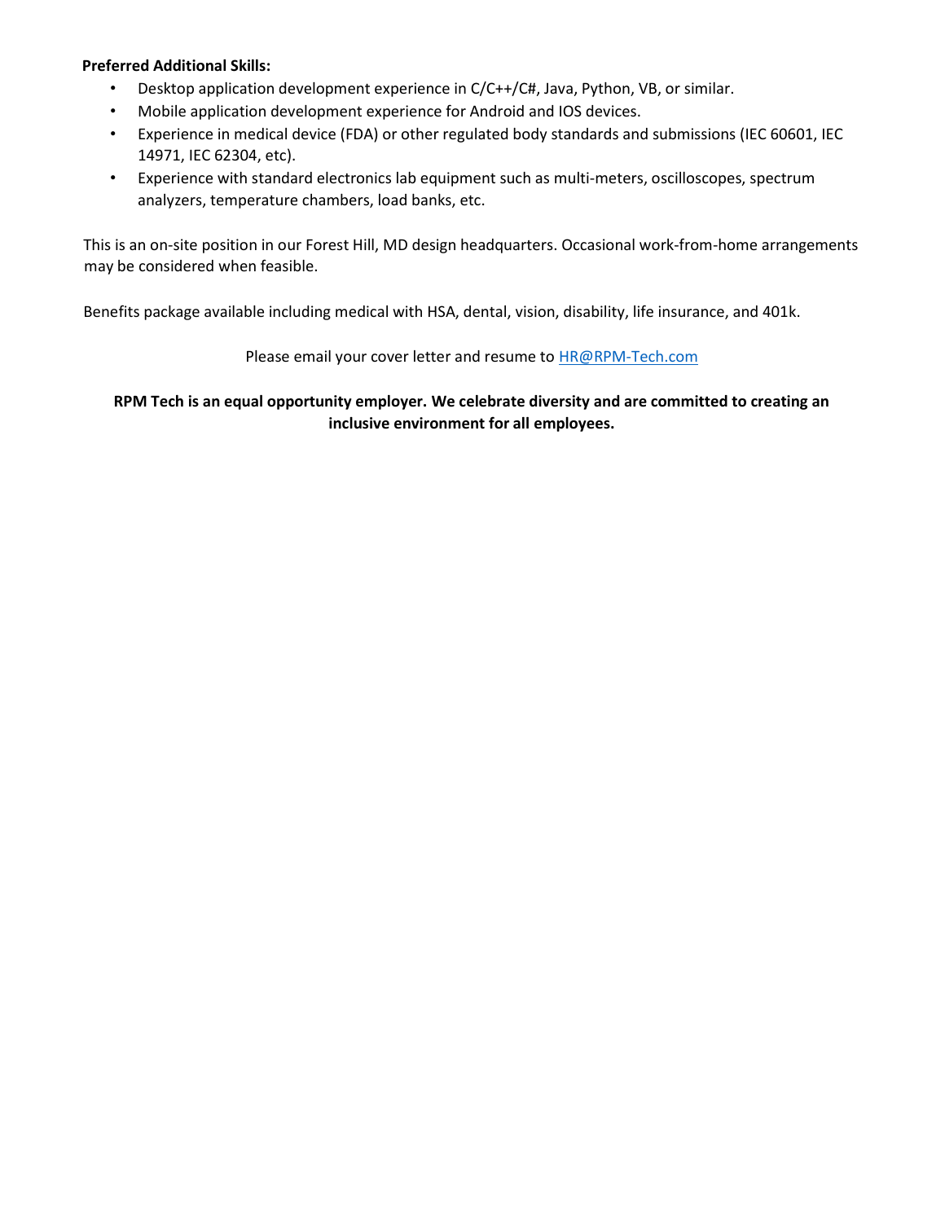**Preferred Additional Skills:**

- Desktop application development experience in C/C++/C#, Java, Python, VB, or similar.
- Mobile application development experience for Android and IOS devices.
- Experience in medical device (FDA) or other regulated body standards and submissions (IEC 60601, IEC 14971, IEC 62304, etc).
- Experience with standard electronics lab equipment such as multi-meters, oscilloscopes, spectrum analyzers, temperature chambers, load banks, etc.

This is an on-site position in our Forest Hill, MD design headquarters. Occasional work-from-home arrangements may be considered when feasible.

Benefits package available including medical with HSA, dental, vision, disability, life insurance, and 401k.

Please email your cover letter and resume to [HR@RPM-Tech.com](mailto:HR@RPM-Tech.com)

**RPM Tech is an equal opportunity employer. We celebrate diversity and are committed to creating an inclusive environment for all employees.**